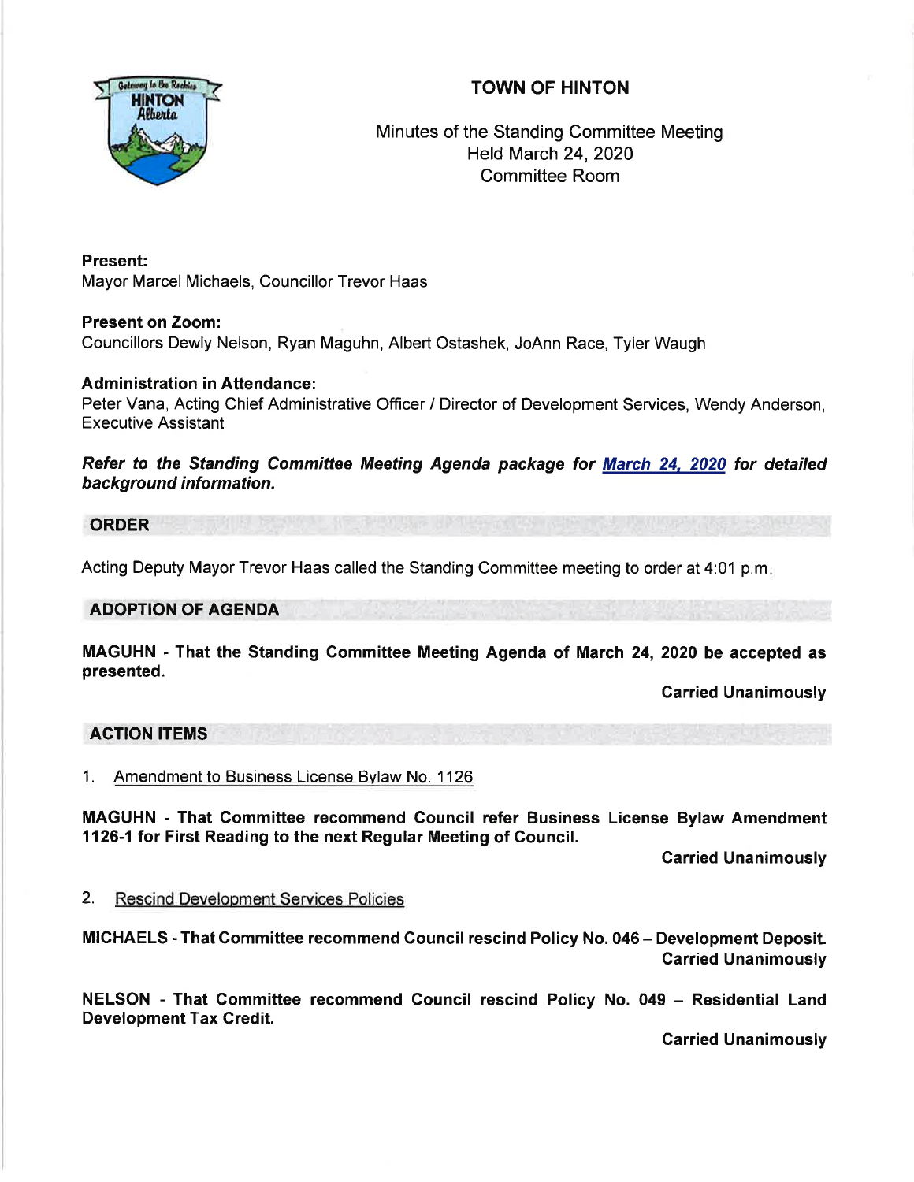# TOWN OF HINTON

Minutes of the Standing Committee Meeting
Held March 24, 2020
Committee Room

**Present:**
Mayor Marcel Michaels, Councillor Trevor Haas

**Present on Zoom:**
Councillors Dewly Nelson, Ryan Maguhn, Albert Ostashek, JoAnn Race, Tyler Waugh

**Administration in Attendance:**
Peter Vana, Acting Chief Administrative Officer / Director of Development Services, Wendy Anderson, Executive Assistant

***Refer to the Standing Committee Meeting Agenda package for March 24, 2020 for detailed background information.***

## ORDER

Acting Deputy Mayor Trevor Haas called the Standing Committee meeting to order at 4:01 p.m.

## ADOPTION OF AGENDA

**MAGUHN - That the Standing Committee Meeting Agenda of March 24, 2020 be accepted as presented.**

**Carried Unanimously**

## ACTION ITEMS

1. Amendment to Business License Bylaw No. 1126

**MAGUHN - That Committee recommend Council refer Business License Bylaw Amendment 1126-1 for First Reading to the next Regular Meeting of Council.**

**Carried Unanimously**

2. Rescind Development Services Policies

**MICHAELS - That Committee recommend Council rescind Policy No. 046 – Development Deposit.**

**Carried Unanimously**

**NELSON - That Committee recommend Council rescind Policy No. 049 – Residential Land Development Tax Credit.**

**Carried Unanimously**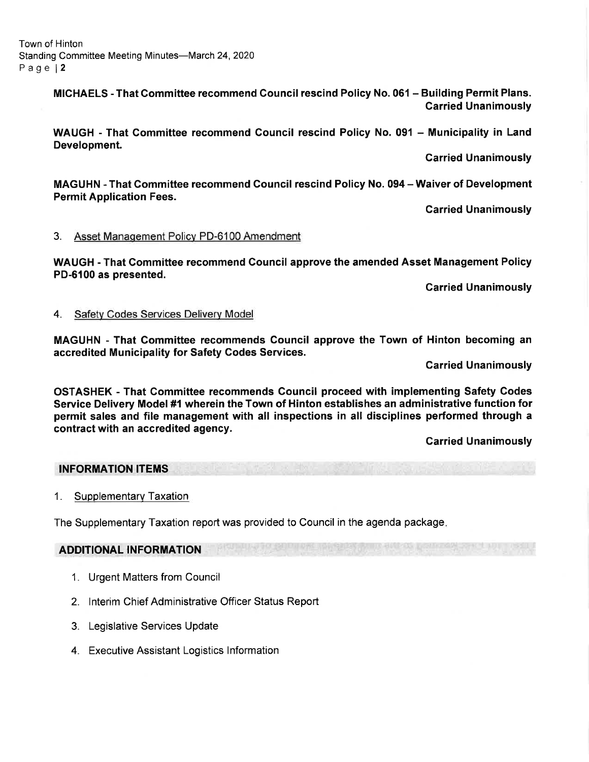**MICHAELS - That Committee recommend Council rescind Policy No. 061 – Building Permit Plans.**
**Carried Unanimously**

**WAUGH - That Committee recommend Council rescind Policy No. 091 – Municipality in Land Development.**

**Carried Unanimously**

**MAGUHN - That Committee recommend Council rescind Policy No. 094 – Waiver of Development Permit Application Fees.**

**Carried Unanimously**

3. Asset Management Policy PD-6100 Amendment

**WAUGH - That Committee recommend Council approve the amended Asset Management Policy PD-6100 as presented.**

**Carried Unanimously**

4. Safety Codes Services Delivery Model

**MAGUHN - That Committee recommends Council approve the Town of Hinton becoming an accredited Municipality for Safety Codes Services.**

**Carried Unanimously**

**OSTASHEK - That Committee recommends Council proceed with implementing Safety Codes Service Delivery Model #1 wherein the Town of Hinton establishes an administrative function for permit sales and file management with all inspections in all disciplines performed through a contract with an accredited agency.**

**Carried Unanimously**

## INFORMATION ITEMS

1. Supplementary Taxation

The Supplementary Taxation report was provided to Council in the agenda package.

## ADDITIONAL INFORMATION

1. Urgent Matters from Council
2. Interim Chief Administrative Officer Status Report
3. Legislative Services Update
4. Executive Assistant Logistics Information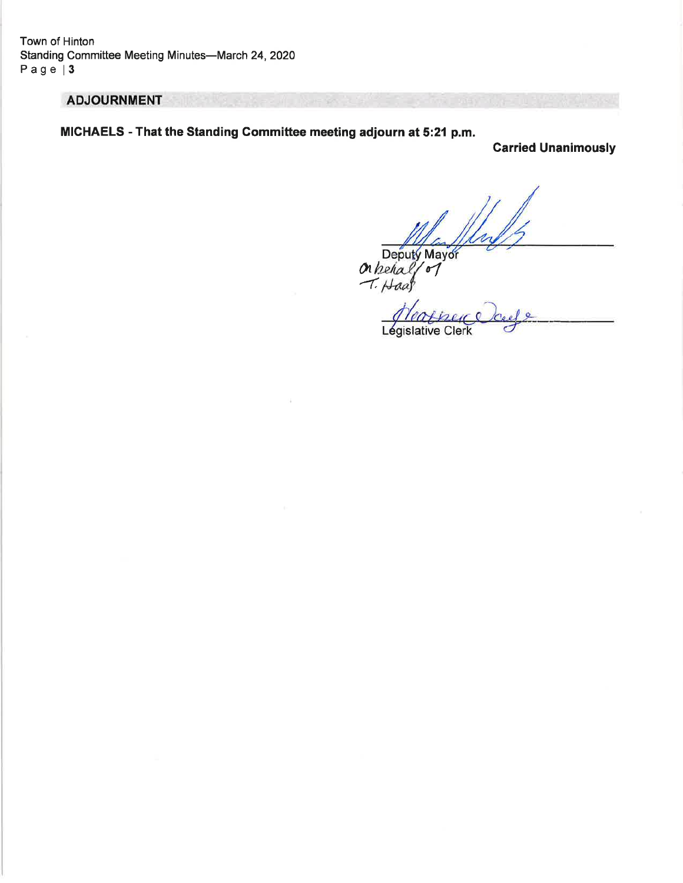## ADJOURNMENT

**MICHAELS - That the Standing Committee meeting adjourn at 5:21 p.m.**

**Carried Unanimously**

Deputy Mayor
On behalf of
T. Haas

Legislative Clerk